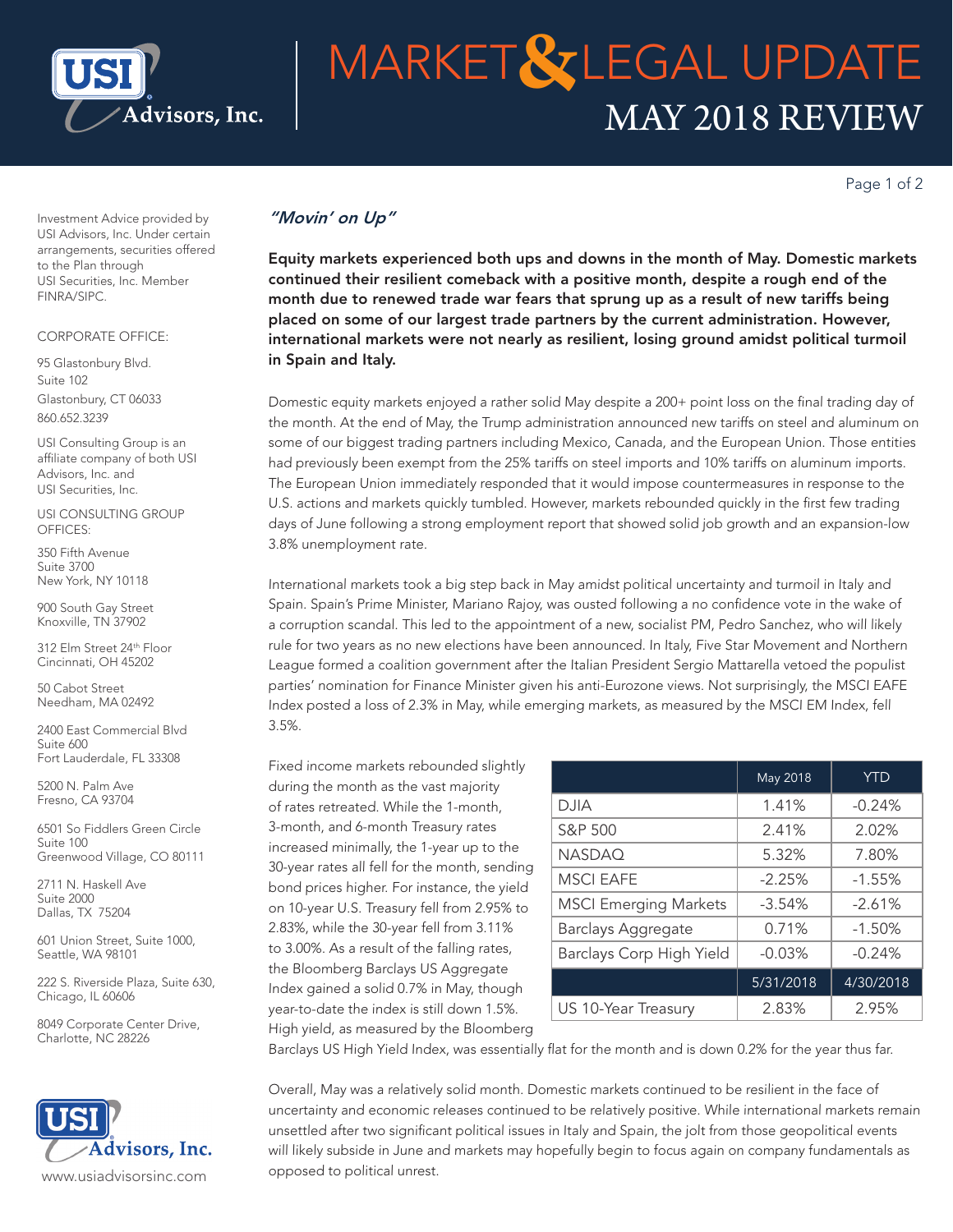# MARKET & LEGAL UPDATE

## MAY 2018 REVIEW

Investment Advice provided by USI Advisors, Inc. Under certain arrangements, securities offered to the Plan through USI Securities, Inc. Member FINRA/SIPC.

CORPORATE OFFICE:

95 Glastonbury Blvd.
Suite 102
Glastonbury, CT 06033
860.652.3239

USI Consulting Group is an affiliate company of both USI Advisors, Inc. and USI Securities, Inc.

USI CONSULTING GROUP OFFICES:

350 Fifth Avenue
Suite 3700
New York, NY 10118

900 South Gay Street
Knoxville, TN 37902

312 Elm Street 24th Floor
Cincinnati, OH 45202

50 Cabot Street
Needham, MA 02492

2400 East Commercial Blvd
Suite 600
Fort Lauderdale, FL 33308

5200 N. Palm Ave
Fresno, CA 93704

6501 So Fiddlers Green Circle
Suite 100
Greenwood Village, CO 80111

2711 N. Haskell Ave
Suite 2000
Dallas, TX 75204

601 Union Street, Suite 1000,
Seattle, WA 98101

222 S. Riverside Plaza, Suite 630,
Chicago, IL 60606

8049 Corporate Center Drive,
Charlotte, NC 28226

www.usiadvisorsinc.com

### *"Movin' on Up"*

**Equity markets experienced both ups and downs in the month of May. Domestic markets continued their resilient comeback with a positive month, despite a rough end of the month due to renewed trade war fears that sprung up as a result of new tariffs being placed on some of our largest trade partners by the current administration. However, international markets were not nearly as resilient, losing ground amidst political turmoil in Spain and Italy.**

Domestic equity markets enjoyed a rather solid May despite a 200+ point loss on the final trading day of the month. At the end of May, the Trump administration announced new tariffs on steel and aluminum on some of our biggest trading partners including Mexico, Canada, and the European Union. Those entities had previously been exempt from the 25% tariffs on steel imports and 10% tariffs on aluminum imports. The European Union immediately responded that it would impose countermeasures in response to the U.S. actions and markets quickly tumbled. However, markets rebounded quickly in the first few trading days of June following a strong employment report that showed solid job growth and an expansion-low 3.8% unemployment rate.

International markets took a big step back in May amidst political uncertainty and turmoil in Italy and Spain. Spain's Prime Minister, Mariano Rajoy, was ousted following a no confidence vote in the wake of a corruption scandal. This led to the appointment of a new, socialist PM, Pedro Sanchez, who will likely rule for two years as no new elections have been announced. In Italy, Five Star Movement and Northern League formed a coalition government after the Italian President Sergio Mattarella vetoed the populist parties' nomination for Finance Minister given his anti-Eurozone views. Not surprisingly, the MSCI EAFE Index posted a loss of 2.3% in May, while emerging markets, as measured by the MSCI EM Index, fell 3.5%.

Fixed income markets rebounded slightly during the month as the vast majority of rates retreated. While the 1-month, 3-month, and 6-month Treasury rates increased minimally, the 1-year up to the 30-year rates all fell for the month, sending bond prices higher. For instance, the yield on 10-year U.S. Treasury fell from 2.95% to 2.83%, while the 30-year fell from 3.11% to 3.00%. As a result of the falling rates, the Bloomberg Barclays US Aggregate Index gained a solid 0.7% in May, though year-to-date the index is still down 1.5%. High yield, as measured by the Bloomberg Barclays US High Yield Index, was essentially flat for the month and is down 0.2% for the year thus far.

| | May 2018 | YTD |
|---|---|---|
| DJIA | 1.41% | -0.24% |
| S&P 500 | 2.41% | 2.02% |
| NASDAQ | 5.32% | 7.80% |
| MSCI EAFE | -2.25% | -1.55% |
| MSCI Emerging Markets | -3.54% | -2.61% |
| Barclays Aggregate | 0.71% | -1.50% |
| Barclays Corp High Yield | -0.03% | -0.24% |
| | 5/31/2018 | 4/30/2018 |
| US 10-Year Treasury | 2.83% | 2.95% |

Overall, May was a relatively solid month. Domestic markets continued to be resilient in the face of uncertainty and economic releases continued to be relatively positive. While international markets remain unsettled after two significant political issues in Italy and Spain, the jolt from those geopolitical events will likely subside in June and markets may hopefully begin to focus again on company fundamentals as opposed to political unrest.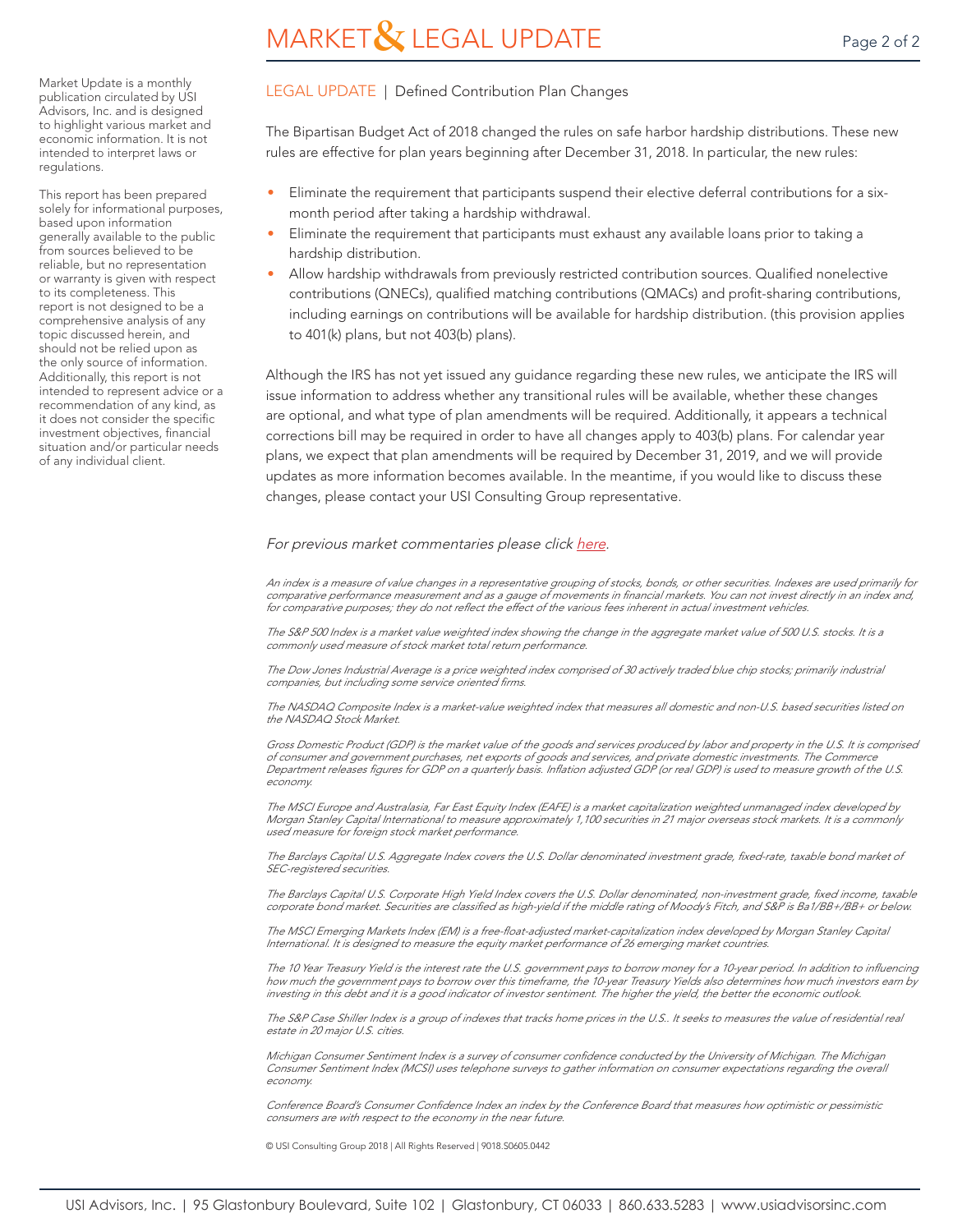Market Update is a monthly publication circulated by USI Advisors, Inc. and is designed to highlight various market and economic information. It is not intended to interpret laws or regulations.

This report has been prepared solely for informational purposes, based upon information generally available to the public from sources believed to be reliable, but no representation or warranty is given with respect to its completeness. This report is not designed to be a comprehensive analysis of any topic discussed herein, and should not be relied upon as the only source of information. Additionally, this report is not intended to represent advice or a recommendation of any kind, as it does not consider the specific investment objectives, financial situation and/or particular needs of any individual client.

## LEGAL UPDATE | Defined Contribution Plan Changes

The Bipartisan Budget Act of 2018 changed the rules on safe harbor hardship distributions. These new rules are effective for plan years beginning after December 31, 2018. In particular, the new rules:

- Eliminate the requirement that participants suspend their elective deferral contributions for a six-month period after taking a hardship withdrawal.
- Eliminate the requirement that participants must exhaust any available loans prior to taking a hardship distribution.
- Allow hardship withdrawals from previously restricted contribution sources. Qualified nonelective contributions (QNECs), qualified matching contributions (QMACs) and profit-sharing contributions, including earnings on contributions will be available for hardship distribution. (this provision applies to 401(k) plans, but not 403(b) plans).

Although the IRS has not yet issued any guidance regarding these new rules, we anticipate the IRS will issue information to address whether any transitional rules will be available, whether these changes are optional, and what type of plan amendments will be required. Additionally, it appears a technical corrections bill may be required in order to have all changes apply to 403(b) plans. For calendar year plans, we expect that plan amendments will be required by December 31, 2019, and we will provide updates as more information becomes available. In the meantime, if you would like to discuss these changes, please contact your USI Consulting Group representative.

*For previous market commentaries please click here.*

*An index is a measure of value changes in a representative grouping of stocks, bonds, or other securities. Indexes are used primarily for comparative performance measurement and as a gauge of movements in financial markets. You can not invest directly in an index and, for comparative purposes; they do not reflect the effect of the various fees inherent in actual investment vehicles.*

*The S&P 500 Index is a market value weighted index showing the change in the aggregate market value of 500 U.S. stocks. It is a commonly used measure of stock market total return performance.*

*The Dow Jones Industrial Average is a price weighted index comprised of 30 actively traded blue chip stocks; primarily industrial companies, but including some service oriented firms.*

*The NASDAQ Composite Index is a market-value weighted index that measures all domestic and non-U.S. based securities listed on the NASDAQ Stock Market.*

*Gross Domestic Product (GDP) is the market value of the goods and services produced by labor and property in the U.S. It is comprised of consumer and government purchases, net exports of goods and services, and private domestic investments. The Commerce Department releases figures for GDP on a quarterly basis. Inflation adjusted GDP (or real GDP) is used to measure growth of the U.S. economy.*

*The MSCI Europe and Australasia, Far East Equity Index (EAFE) is a market capitalization weighted unmanaged index developed by Morgan Stanley Capital International to measure approximately 1,100 securities in 21 major overseas stock markets. It is a commonly used measure for foreign stock market performance.*

*The Barclays Capital U.S. Aggregate Index covers the U.S. Dollar denominated investment grade, fixed-rate, taxable bond market of SEC-registered securities.*

*The Barclays Capital U.S. Corporate High Yield Index covers the U.S. Dollar denominated, non-investment grade, fixed income, taxable corporate bond market. Securities are classified as high-yield if the middle rating of Moody's Fitch, and S&P is Ba1/BB+/BB+ or below.*

*The MSCI Emerging Markets Index (EM) is a free-float-adjusted market-capitalization index developed by Morgan Stanley Capital International. It is designed to measure the equity market performance of 26 emerging market countries.*

*The 10 Year Treasury Yield is the interest rate the U.S. government pays to borrow money for a 10-year period. In addition to influencing how much the government pays to borrow over this timeframe, the 10-year Treasury Yields also determines how much investors earn by investing in this debt and it is a good indicator of investor sentiment. The higher the yield, the better the economic outlook.*

*The S&P Case Shiller Index is a group of indexes that tracks home prices in the U.S.. It seeks to measures the value of residential real estate in 20 major U.S. cities.*

*Michigan Consumer Sentiment Index is a survey of consumer confidence conducted by the University of Michigan. The Michigan Consumer Sentiment Index (MCSI) uses telephone surveys to gather information on consumer expectations regarding the overall economy.*

*Conference Board's Consumer Confidence Index an index by the Conference Board that measures how optimistic or pessimistic consumers are with respect to the economy in the near future.*

© USI Consulting Group 2018 | All Rights Reserved | 9018.S0605.0442

USI Advisors, Inc. | 95 Glastonbury Boulevard, Suite 102 | Glastonbury, CT 06033 | 860.633.5283 | www.usiadvisorsinc.com